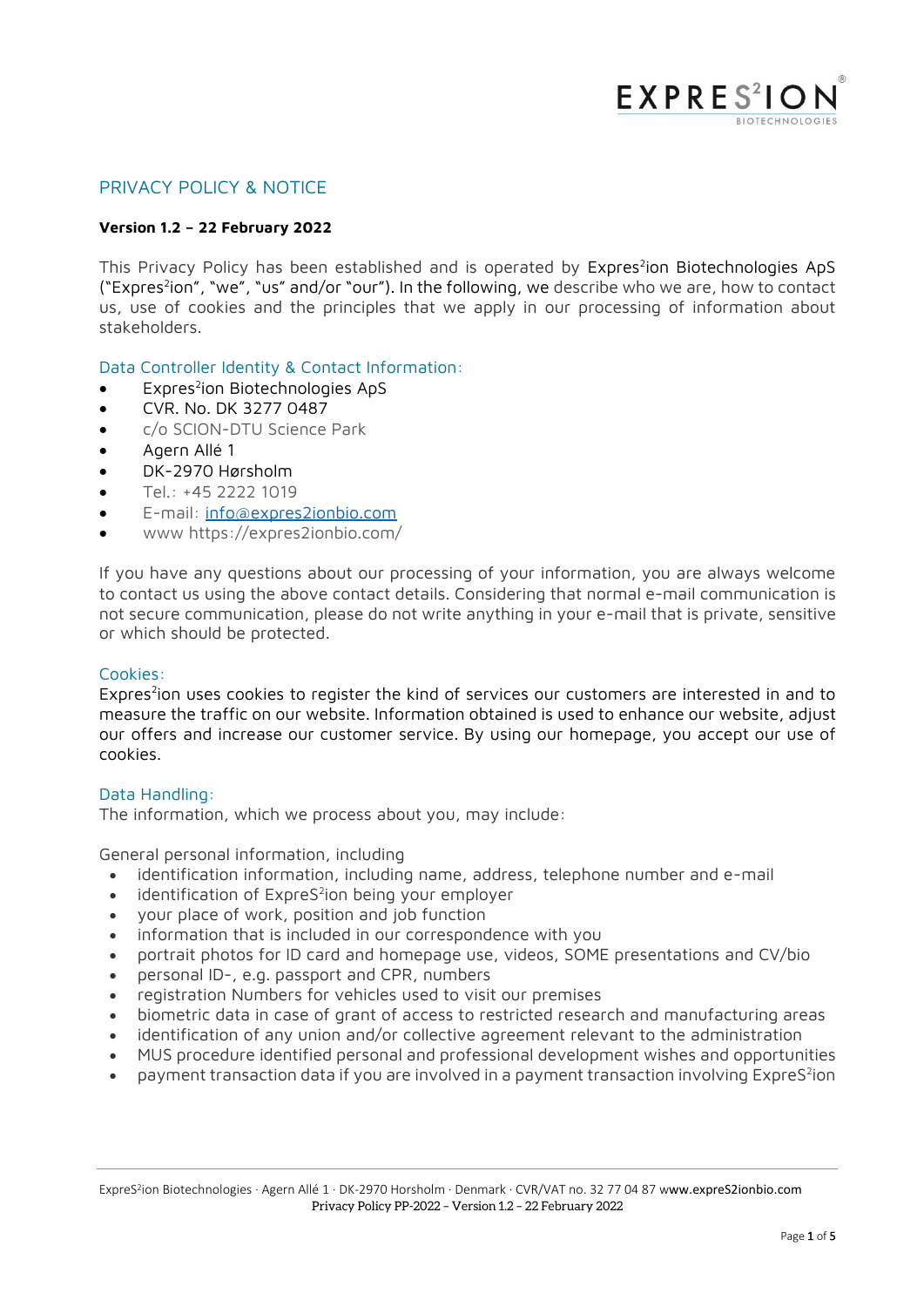# PRIVACY POLICY & NOTICE

**Version 1.2 – 22 February 2022**

This Privacy Policy has been established and is operated by Expres²ion Biotechnologies ApS ("Expres²ion", "we", "us" and/or "our"). In the following, we describe who we are, how to contact us, use of cookies and the principles that we apply in our processing of information about stakeholders.

## Data Controller Identity & Contact Information:

- Expres²ion Biotechnologies ApS
- CVR. No. DK 3277 0487
- c/o SCION-DTU Science Park
- Agern Allé 1
- DK-2970 Hørsholm
- Tel.: +45 2222 1019
- E-mail: info@expres2ionbio.com
- www https://expres2ionbio.com/

If you have any questions about our processing of your information, you are always welcome to contact us using the above contact details. Considering that normal e-mail communication is not secure communication, please do not write anything in your e-mail that is private, sensitive or which should be protected.

## Cookies:

Expres²ion uses cookies to register the kind of services our customers are interested in and to measure the traffic on our website. Information obtained is used to enhance our website, adjust our offers and increase our customer service. By using our homepage, you accept our use of cookies.

## Data Handling:

The information, which we process about you, may include:

General personal information, including

- identification information, including name, address, telephone number and e-mail
- identification of ExpreS²ion being your employer
- your place of work, position and job function
- information that is included in our correspondence with you
- portrait photos for ID card and homepage use, videos, SOME presentations and CV/bio
- personal ID-, e.g. passport and CPR, numbers
- registration Numbers for vehicles used to visit our premises
- biometric data in case of grant of access to restricted research and manufacturing areas
- identification of any union and/or collective agreement relevant to the administration
- MUS procedure identified personal and professional development wishes and opportunities
- payment transaction data if you are involved in a payment transaction involving ExpreS²ion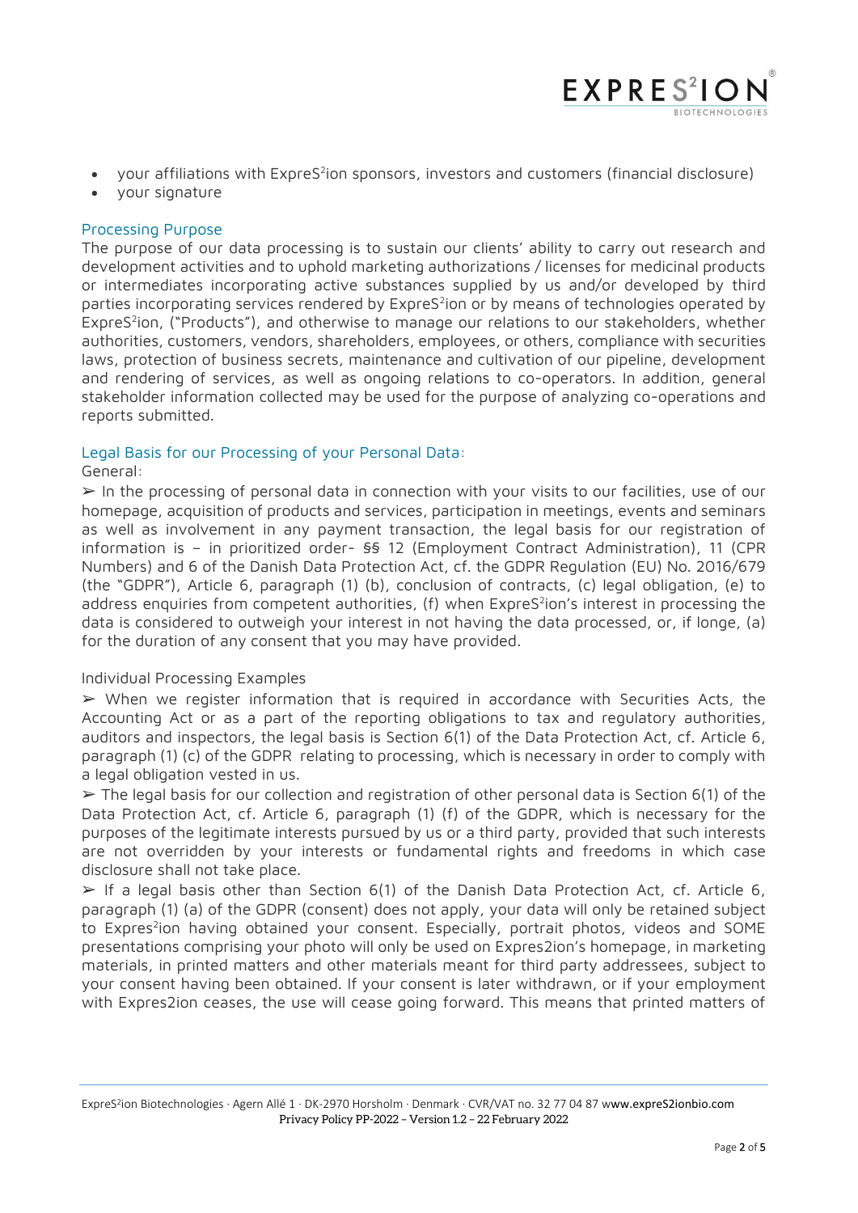- your affiliations with ExpreS$^2$ion sponsors, investors and customers (financial disclosure)
- your signature

## Processing Purpose

The purpose of our data processing is to sustain our clients' ability to carry out research and development activities and to uphold marketing authorizations / licenses for medicinal products or intermediates incorporating active substances supplied by us and/or developed by third parties incorporating services rendered by ExpreS$^2$ion or by means of technologies operated by ExpreS$^2$ion, ("Products"), and otherwise to manage our relations to our stakeholders, whether authorities, customers, vendors, shareholders, employees, or others, compliance with securities laws, protection of business secrets, maintenance and cultivation of our pipeline, development and rendering of services, as well as ongoing relations to co-operators. In addition, general stakeholder information collected may be used for the purpose of analyzing co-operations and reports submitted.

## Legal Basis for our Processing of your Personal Data:

General:

➢ In the processing of personal data in connection with your visits to our facilities, use of our homepage, acquisition of products and services, participation in meetings, events and seminars as well as involvement in any payment transaction, the legal basis for our registration of information is – in prioritized order- §§ 12 (Employment Contract Administration), 11 (CPR Numbers) and 6 of the Danish Data Protection Act, cf. the GDPR Regulation (EU) No. 2016/679 (the "GDPR"), Article 6, paragraph (1) (b), conclusion of contracts, (c) legal obligation, (e) to address enquiries from competent authorities, (f) when ExpreS$^2$ion's interest in processing the data is considered to outweigh your interest in not having the data processed, or, if longe, (a) for the duration of any consent that you may have provided.

Individual Processing Examples

➢ When we register information that is required in accordance with Securities Acts, the Accounting Act or as a part of the reporting obligations to tax and regulatory authorities, auditors and inspectors, the legal basis is Section 6(1) of the Data Protection Act, cf. Article 6, paragraph (1) (c) of the GDPR relating to processing, which is necessary in order to comply with a legal obligation vested in us.

➢ The legal basis for our collection and registration of other personal data is Section 6(1) of the Data Protection Act, cf. Article 6, paragraph (1) (f) of the GDPR, which is necessary for the purposes of the legitimate interests pursued by us or a third party, provided that such interests are not overridden by your interests or fundamental rights and freedoms in which case disclosure shall not take place.

➢ If a legal basis other than Section 6(1) of the Danish Data Protection Act, cf. Article 6, paragraph (1) (a) of the GDPR (consent) does not apply, your data will only be retained subject to Expres$^2$ion having obtained your consent. Especially, portrait photos, videos and SOME presentations comprising your photo will only be used on Expres2ion's homepage, in marketing materials, in printed matters and other materials meant for third party addressees, subject to your consent having been obtained. If your consent is later withdrawn, or if your employment with Expres2ion ceases, the use will cease going forward. This means that printed matters of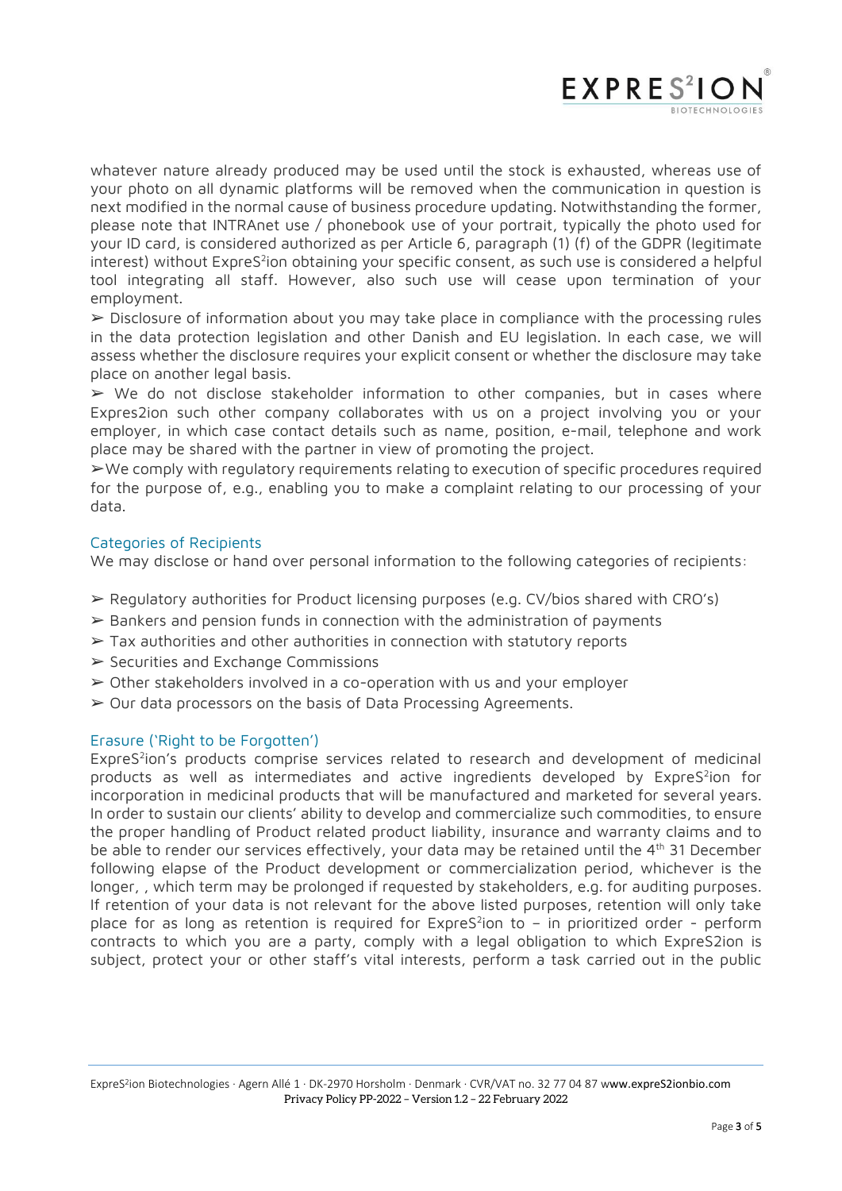whatever nature already produced may be used until the stock is exhausted, whereas use of your photo on all dynamic platforms will be removed when the communication in question is next modified in the normal cause of business procedure updating. Notwithstanding the former, please note that INTRAnet use / phonebook use of your portrait, typically the photo used for your ID card, is considered authorized as per Article 6, paragraph (1) (f) of the GDPR (legitimate interest) without ExpreS²ion obtaining your specific consent, as such use is considered a helpful tool integrating all staff. However, also such use will cease upon termination of your employment.

➢ Disclosure of information about you may take place in compliance with the processing rules in the data protection legislation and other Danish and EU legislation. In each case, we will assess whether the disclosure requires your explicit consent or whether the disclosure may take place on another legal basis.

➢ We do not disclose stakeholder information to other companies, but in cases where Expres2ion such other company collaborates with us on a project involving you or your employer, in which case contact details such as name, position, e-mail, telephone and work place may be shared with the partner in view of promoting the project.

➢We comply with regulatory requirements relating to execution of specific procedures required for the purpose of, e.g., enabling you to make a complaint relating to our processing of your data.

## Categories of Recipients

We may disclose or hand over personal information to the following categories of recipients:

➢ Regulatory authorities for Product licensing purposes (e.g. CV/bios shared with CRO's)
➢ Bankers and pension funds in connection with the administration of payments
➢ Tax authorities and other authorities in connection with statutory reports
➢ Securities and Exchange Commissions
➢ Other stakeholders involved in a co-operation with us and your employer
➢ Our data processors on the basis of Data Processing Agreements.

## Erasure ('Right to be Forgotten')

ExpreS²ion's products comprise services related to research and development of medicinal products as well as intermediates and active ingredients developed by ExpreS²ion for incorporation in medicinal products that will be manufactured and marketed for several years. In order to sustain our clients' ability to develop and commercialize such commodities, to ensure the proper handling of Product related product liability, insurance and warranty claims and to be able to render our services effectively, your data may be retained until the 4th 31 December following elapse of the Product development or commercialization period, whichever is the longer, , which term may be prolonged if requested by stakeholders, e.g. for auditing purposes. If retention of your data is not relevant for the above listed purposes, retention will only take place for as long as retention is required for ExpreS²ion to – in prioritized order - perform contracts to which you are a party, comply with a legal obligation to which ExpreS2ion is subject, protect your or other staff's vital interests, perform a task carried out in the public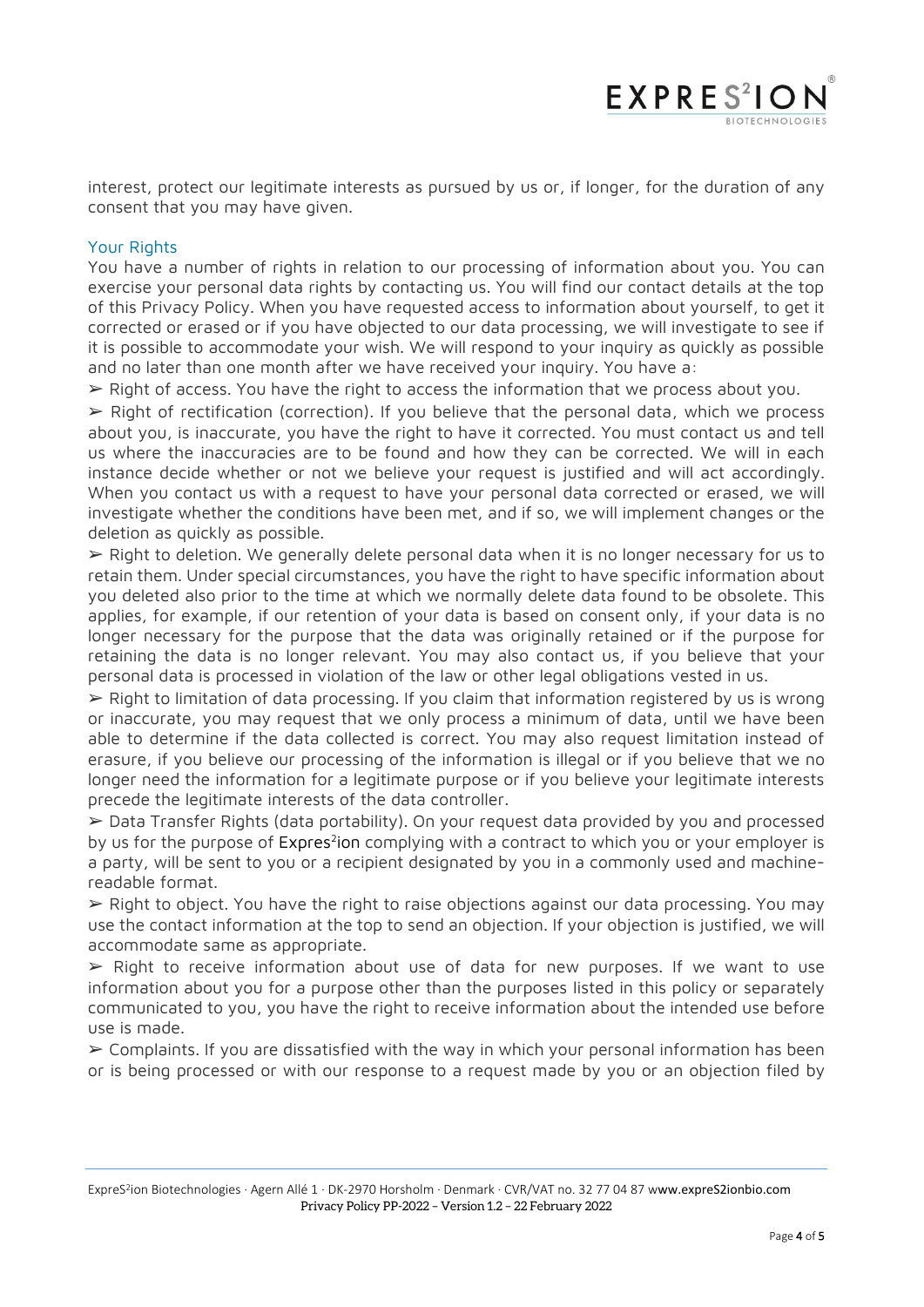interest, protect our legitimate interests as pursued by us or, if longer, for the duration of any consent that you may have given.

## Your Rights

You have a number of rights in relation to our processing of information about you. You can exercise your personal data rights by contacting us. You will find our contact details at the top of this Privacy Policy. When you have requested access to information about yourself, to get it corrected or erased or if you have objected to our data processing, we will investigate to see if it is possible to accommodate your wish. We will respond to your inquiry as quickly as possible and no later than one month after we have received your inquiry. You have a:

➢ Right of access. You have the right to access the information that we process about you.

➢ Right of rectification (correction). If you believe that the personal data, which we process about you, is inaccurate, you have the right to have it corrected. You must contact us and tell us where the inaccuracies are to be found and how they can be corrected. We will in each instance decide whether or not we believe your request is justified and will act accordingly. When you contact us with a request to have your personal data corrected or erased, we will investigate whether the conditions have been met, and if so, we will implement changes or the deletion as quickly as possible.

➢ Right to deletion. We generally delete personal data when it is no longer necessary for us to retain them. Under special circumstances, you have the right to have specific information about you deleted also prior to the time at which we normally delete data found to be obsolete. This applies, for example, if our retention of your data is based on consent only, if your data is no longer necessary for the purpose that the data was originally retained or if the purpose for retaining the data is no longer relevant. You may also contact us, if you believe that your personal data is processed in violation of the law or other legal obligations vested in us.

➢ Right to limitation of data processing. If you claim that information registered by us is wrong or inaccurate, you may request that we only process a minimum of data, until we have been able to determine if the data collected is correct. You may also request limitation instead of erasure, if you believe our processing of the information is illegal or if you believe that we no longer need the information for a legitimate purpose or if you believe your legitimate interests precede the legitimate interests of the data controller.

➢ Data Transfer Rights (data portability). On your request data provided by you and processed by us for the purpose of Expres²ion complying with a contract to which you or your employer is a party, will be sent to you or a recipient designated by you in a commonly used and machine-readable format.

➢ Right to object. You have the right to raise objections against our data processing. You may use the contact information at the top to send an objection. If your objection is justified, we will accommodate same as appropriate.

➢ Right to receive information about use of data for new purposes. If we want to use information about you for a purpose other than the purposes listed in this policy or separately communicated to you, you have the right to receive information about the intended use before use is made.

➢ Complaints. If you are dissatisfied with the way in which your personal information has been or is being processed or with our response to a request made by you or an objection filed by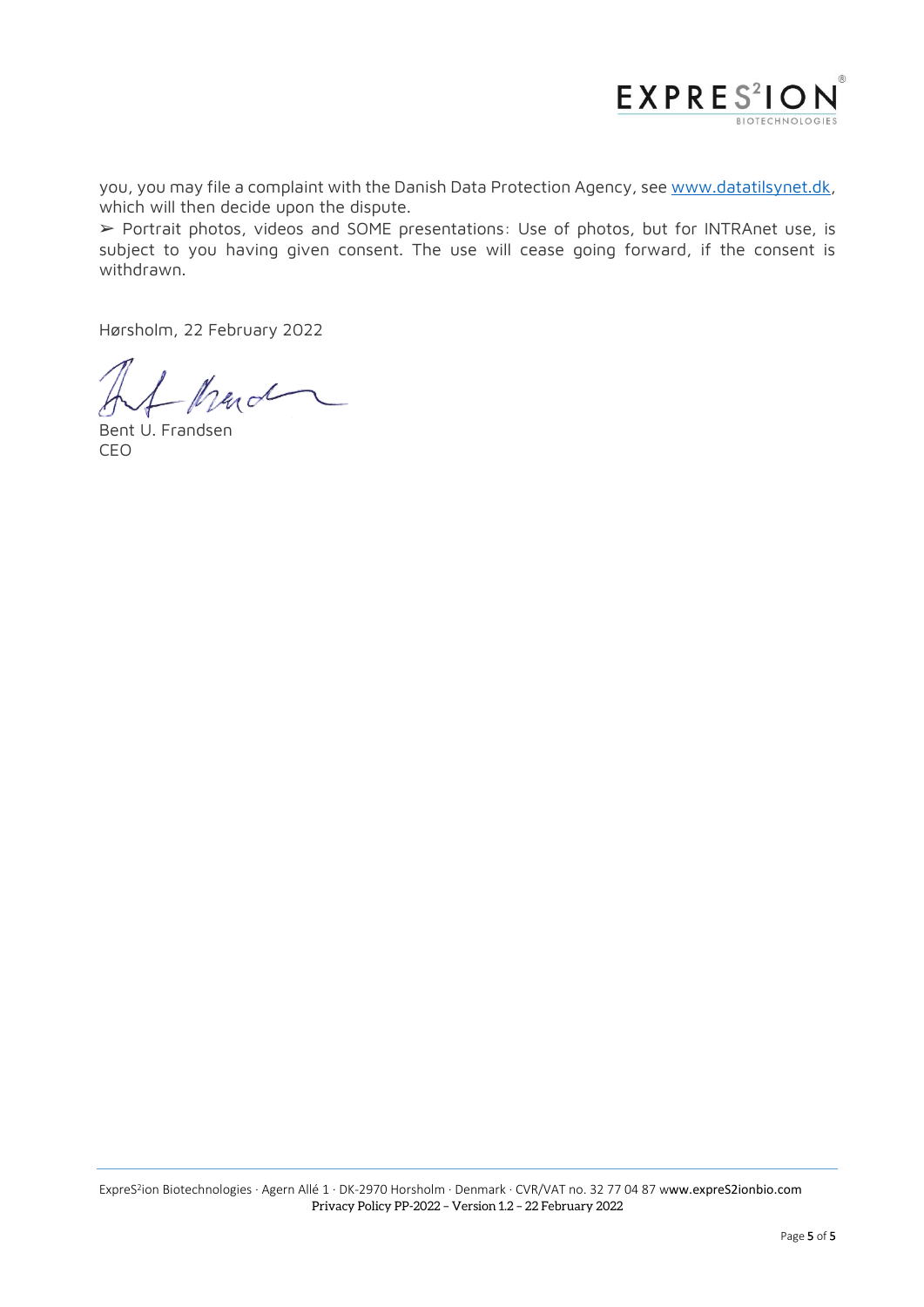you, you may file a complaint with the Danish Data Protection Agency, see www.datatilsynet.dk, which will then decide upon the dispute.

➢ Portrait photos, videos and SOME presentations: Use of photos, but for INTRAnet use, is subject to you having given consent. The use will cease going forward, if the consent is withdrawn.

Hørsholm, 22 February 2022

Bent U. Frandsen
CEO